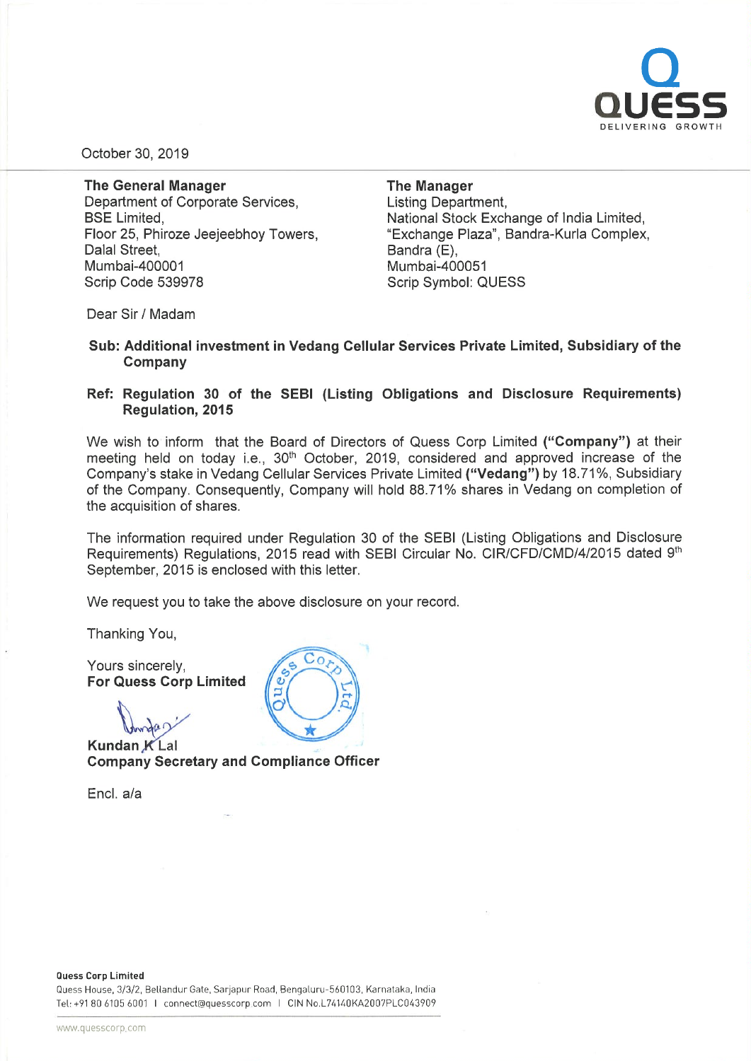October 30, 2019

**The General Manager**
Department of Corporate Services,
BSE Limited,
Floor 25, Phiroze Jeejeebhoy Towers,
Dalal Street,
Mumbai-400001
Scrip Code 539978

**The Manager**
Listing Department,
National Stock Exchange of India Limited,
"Exchange Plaza", Bandra-Kurla Complex,
Bandra (E),
Mumbai-400051
Scrip Symbol: QUESS

Dear Sir / Madam

**Sub: Additional investment in Vedang Cellular Services Private Limited, Subsidiary of the Company**

**Ref: Regulation 30 of the SEBI (Listing Obligations and Disclosure Requirements) Regulation, 2015**

We wish to inform that the Board of Directors of Quess Corp Limited **("Company")** at their meeting held on today i.e., 30th October, 2019, considered and approved increase of the Company's stake in Vedang Cellular Services Private Limited **("Vedang")** by 18.71%, Subsidiary of the Company. Consequently, Company will hold 88.71% shares in Vedang on completion of the acquisition of shares.

The information required under Regulation 30 of the SEBI (Listing Obligations and Disclosure Requirements) Regulations, 2015 read with SEBI Circular No. CIR/CFD/CMD/4/2015 dated 9th September, 2015 is enclosed with this letter.

We request you to take the above disclosure on your record.

Thanking You,

Yours sincerely,
**For Quess Corp Limited**

**Kundan K Lal**
**Company Secretary and Compliance Officer**

Encl. a/a

**Quess Corp Limited**
Quess House, 3/3/2, Bellandur Gate, Sarjapur Road, Bengaluru-560103, Karnataka, India
Tel: +91 80 6105 6001 | connect@quesscorp.com | CIN No.L74140KA2007PLC043909

www.quesscorp.com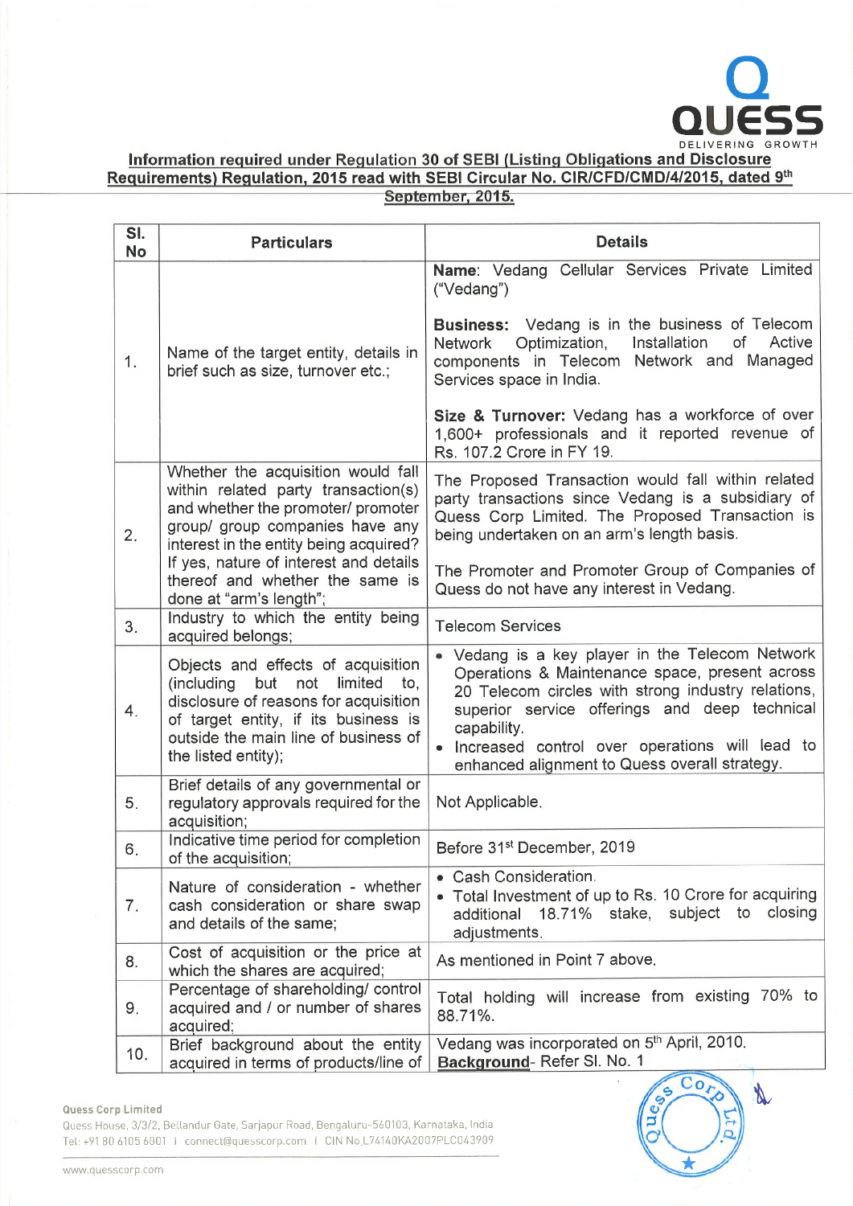**Information required under Regulation 30 of SEBI (Listing Obligations and Disclosure Requirements) Regulation, 2015 read with SEBI Circular No. CIR/CFD/CMD/4/2015, dated 9th September, 2015.**

| Sl. No | Particulars | Details |
|---|---|---|
| 1. | Name of the target entity, details in brief such as size, turnover etc.; | **Name**: Vedang Cellular Services Private Limited ("Vedang")<br><br>**Business:** Vedang is in the business of Telecom Network Optimization, Installation of Active components in Telecom Network and Managed Services space in India.<br><br>**Size & Turnover:** Vedang has a workforce of over 1,600+ professionals and it reported revenue of Rs. 107.2 Crore in FY 19. |
| 2. | Whether the acquisition would fall within related party transaction(s) and whether the promoter/ promoter group/ group companies have any interest in the entity being acquired? If yes, nature of interest and details thereof and whether the same is done at "arm's length"; | The Proposed Transaction would fall within related party transactions since Vedang is a subsidiary of Quess Corp Limited. The Proposed Transaction is being undertaken on an arm's length basis.<br><br>The Promoter and Promoter Group of Companies of Quess do not have any interest in Vedang. |
| 3. | Industry to which the entity being acquired belongs; | Telecom Services |
| 4. | Objects and effects of acquisition (including but not limited to, disclosure of reasons for acquisition of target entity, if its business is outside the main line of business of the listed entity); | • Vedang is a key player in the Telecom Network Operations & Maintenance space, present across 20 Telecom circles with strong industry relations, superior service offerings and deep technical capability.<br>• Increased control over operations will lead to enhanced alignment to Quess overall strategy. |
| 5. | Brief details of any governmental or regulatory approvals required for the acquisition; | Not Applicable. |
| 6. | Indicative time period for completion of the acquisition; | Before 31st December, 2019 |
| 7. | Nature of consideration - whether cash consideration or share swap and details of the same; | • Cash Consideration.<br>• Total Investment of up to Rs. 10 Crore for acquiring additional 18.71% stake, subject to closing adjustments. |
| 8. | Cost of acquisition or the price at which the shares are acquired; | As mentioned in Point 7 above. |
| 9. | Percentage of shareholding/ control acquired and / or number of shares acquired; | Total holding will increase from existing 70% to 88.71%. |
| 10. | Brief background about the entity acquired in terms of products/line of | Vedang was incorporated on 5th April, 2010.<br>**Background**- Refer Sl. No. 1 |

**Quess Corp Limited**
Quess House, 3/3/2, Bellandur Gate, Sarjapur Road, Bengaluru-560103, Karnataka, India
Tel: +91 80 6105 6001 | connect@quesscorp.com | CIN No.L74140KA2007PLC043909

www.quesscorp.com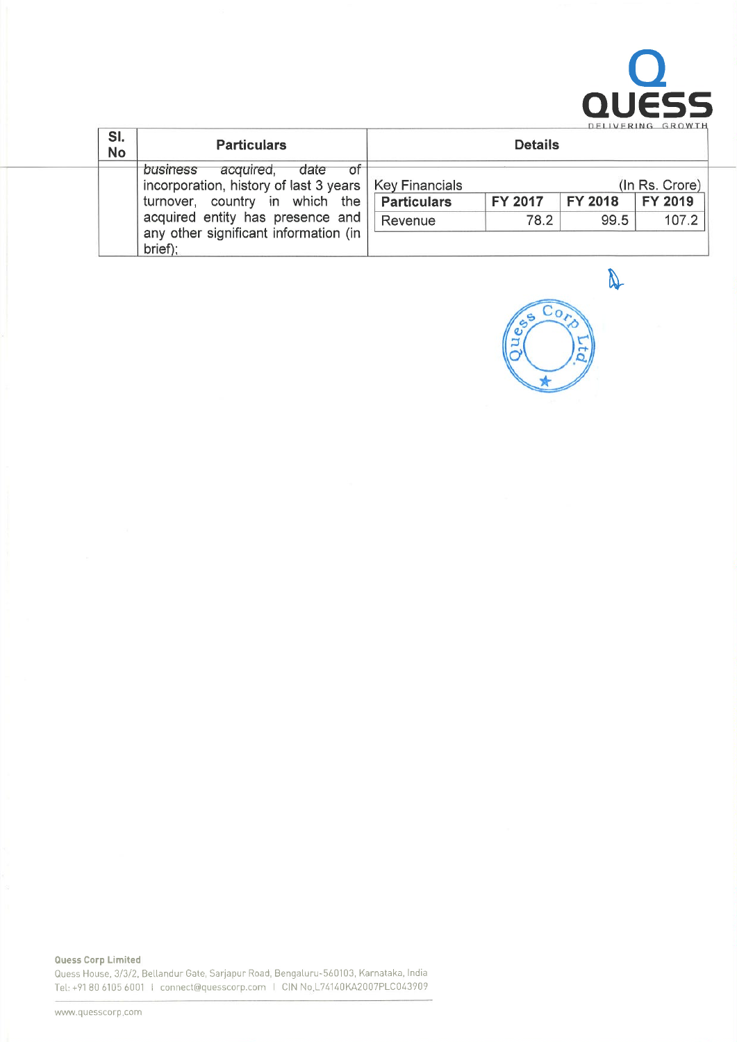| Sl. No | Particulars | Details |
|---|---|---|
| | business acquired, date of incorporation, history of last 3 years turnover, country in which the acquired entity has presence and any other significant information (in brief); | Key Financials (In Rs. Crore) |

| Particulars | FY 2017 | FY 2018 | FY 2019 |
|---|---|---|---|
| Revenue | 78.2 | 99.5 | 107.2 |

**Quess Corp Limited**
Quess House, 3/3/2, Bellandur Gate, Sarjapur Road, Bengaluru-560103, Karnataka, India
Tel: +91 80 6105 6001 | connect@quesscorp.com | CIN No.L74140KA2007PLC043909

www.quesscorp.com